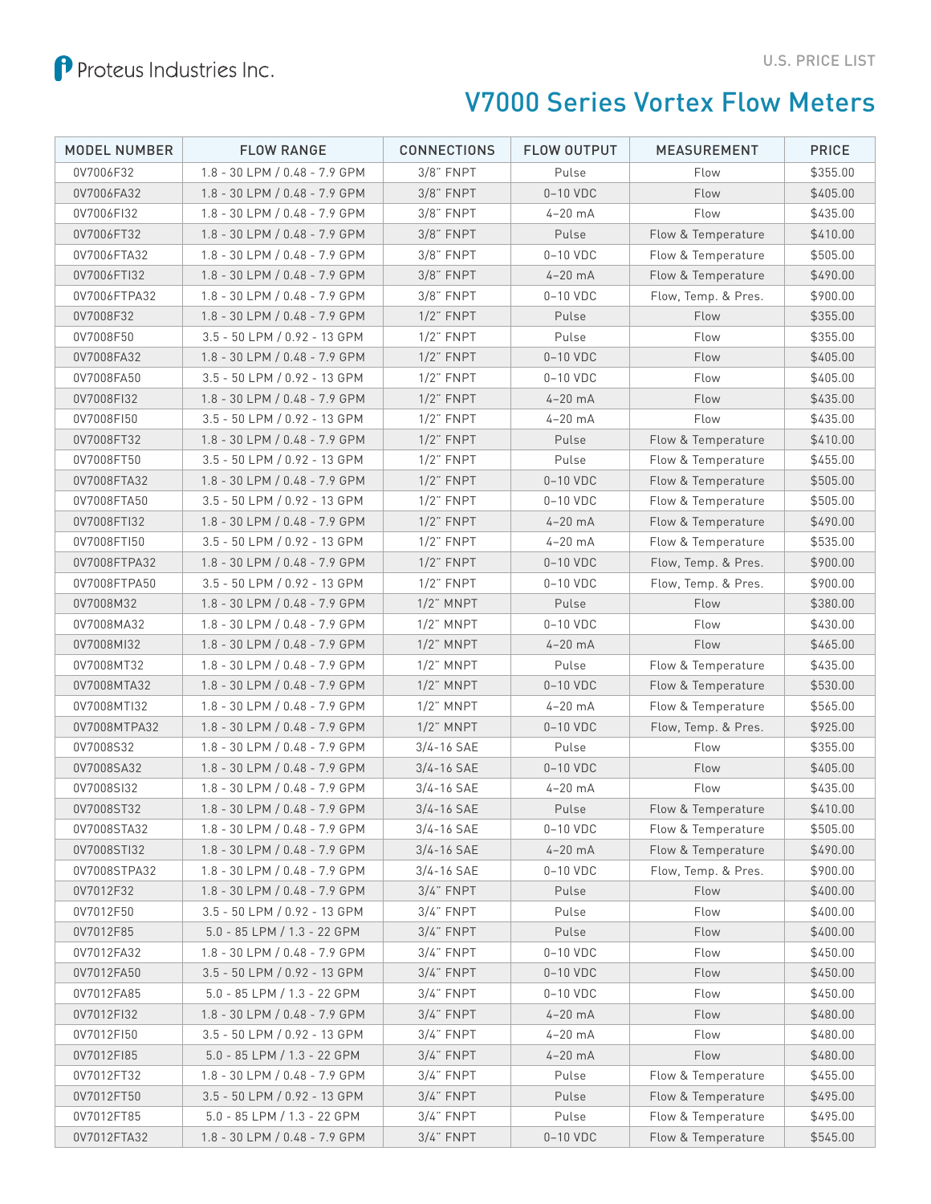Proteus Industries Inc.

U.S. PRICE LIST

# V7000 Series Vortex Flow Meters

| MODEL NUMBER | FLOW RANGE | CONNECTIONS | FLOW OUTPUT | MEASUREMENT | PRICE |
|---|---|---|---|---|---|
| 0V7006F32 | 1.8 - 30 LPM / 0.48 - 7.9 GPM | 3/8" FNPT | Pulse | Flow | $355.00 |
| 0V7006FA32 | 1.8 - 30 LPM / 0.48 - 7.9 GPM | 3/8" FNPT | 0–10 VDC | Flow | $405.00 |
| 0V7006FI32 | 1.8 - 30 LPM / 0.48 - 7.9 GPM | 3/8" FNPT | 4–20 mA | Flow | $435.00 |
| 0V7006FT32 | 1.8 - 30 LPM / 0.48 - 7.9 GPM | 3/8" FNPT | Pulse | Flow & Temperature | $410.00 |
| 0V7006FTA32 | 1.8 - 30 LPM / 0.48 - 7.9 GPM | 3/8" FNPT | 0–10 VDC | Flow & Temperature | $505.00 |
| 0V7006FTI32 | 1.8 - 30 LPM / 0.48 - 7.9 GPM | 3/8" FNPT | 4–20 mA | Flow & Temperature | $490.00 |
| 0V7006FTPA32 | 1.8 - 30 LPM / 0.48 - 7.9 GPM | 3/8" FNPT | 0–10 VDC | Flow, Temp. & Pres. | $900.00 |
| 0V7008F32 | 1.8 - 30 LPM / 0.48 - 7.9 GPM | 1/2" FNPT | Pulse | Flow | $355.00 |
| 0V7008F50 | 3.5 - 50 LPM / 0.92 - 13 GPM | 1/2" FNPT | Pulse | Flow | $355.00 |
| 0V7008FA32 | 1.8 - 30 LPM / 0.48 - 7.9 GPM | 1/2" FNPT | 0–10 VDC | Flow | $405.00 |
| 0V7008FA50 | 3.5 - 50 LPM / 0.92 - 13 GPM | 1/2" FNPT | 0–10 VDC | Flow | $405.00 |
| 0V7008FI32 | 1.8 - 30 LPM / 0.48 - 7.9 GPM | 1/2" FNPT | 4–20 mA | Flow | $435.00 |
| 0V7008FI50 | 3.5 - 50 LPM / 0.92 - 13 GPM | 1/2" FNPT | 4–20 mA | Flow | $435.00 |
| 0V7008FT32 | 1.8 - 30 LPM / 0.48 - 7.9 GPM | 1/2" FNPT | Pulse | Flow & Temperature | $410.00 |
| 0V7008FT50 | 3.5 - 50 LPM / 0.92 - 13 GPM | 1/2" FNPT | Pulse | Flow & Temperature | $455.00 |
| 0V7008FTA32 | 1.8 - 30 LPM / 0.48 - 7.9 GPM | 1/2" FNPT | 0–10 VDC | Flow & Temperature | $505.00 |
| 0V7008FTA50 | 3.5 - 50 LPM / 0.92 - 13 GPM | 1/2" FNPT | 0–10 VDC | Flow & Temperature | $505.00 |
| 0V7008FTI32 | 1.8 - 30 LPM / 0.48 - 7.9 GPM | 1/2" FNPT | 4–20 mA | Flow & Temperature | $490.00 |
| 0V7008FTI50 | 3.5 - 50 LPM / 0.92 - 13 GPM | 1/2" FNPT | 4–20 mA | Flow & Temperature | $535.00 |
| 0V7008FTPA32 | 1.8 - 30 LPM / 0.48 - 7.9 GPM | 1/2" FNPT | 0–10 VDC | Flow, Temp. & Pres. | $900.00 |
| 0V7008FTPA50 | 3.5 - 50 LPM / 0.92 - 13 GPM | 1/2" FNPT | 0–10 VDC | Flow, Temp. & Pres. | $900.00 |
| 0V7008M32 | 1.8 - 30 LPM / 0.48 - 7.9 GPM | 1/2" MNPT | Pulse | Flow | $380.00 |
| 0V7008MA32 | 1.8 - 30 LPM / 0.48 - 7.9 GPM | 1/2" MNPT | 0–10 VDC | Flow | $430.00 |
| 0V7008MI32 | 1.8 - 30 LPM / 0.48 - 7.9 GPM | 1/2" MNPT | 4–20 mA | Flow | $465.00 |
| 0V7008MT32 | 1.8 - 30 LPM / 0.48 - 7.9 GPM | 1/2" MNPT | Pulse | Flow & Temperature | $435.00 |
| 0V7008MTA32 | 1.8 - 30 LPM / 0.48 - 7.9 GPM | 1/2" MNPT | 0–10 VDC | Flow & Temperature | $530.00 |
| 0V7008MTI32 | 1.8 - 30 LPM / 0.48 - 7.9 GPM | 1/2" MNPT | 4–20 mA | Flow & Temperature | $565.00 |
| 0V7008MTPA32 | 1.8 - 30 LPM / 0.48 - 7.9 GPM | 1/2" MNPT | 0–10 VDC | Flow, Temp. & Pres. | $925.00 |
| 0V7008S32 | 1.8 - 30 LPM / 0.48 - 7.9 GPM | 3/4-16 SAE | Pulse | Flow | $355.00 |
| 0V7008SA32 | 1.8 - 30 LPM / 0.48 - 7.9 GPM | 3/4-16 SAE | 0–10 VDC | Flow | $405.00 |
| 0V7008SI32 | 1.8 - 30 LPM / 0.48 - 7.9 GPM | 3/4-16 SAE | 4–20 mA | Flow | $435.00 |
| 0V7008ST32 | 1.8 - 30 LPM / 0.48 - 7.9 GPM | 3/4-16 SAE | Pulse | Flow & Temperature | $410.00 |
| 0V7008STA32 | 1.8 - 30 LPM / 0.48 - 7.9 GPM | 3/4-16 SAE | 0–10 VDC | Flow & Temperature | $505.00 |
| 0V7008STI32 | 1.8 - 30 LPM / 0.48 - 7.9 GPM | 3/4-16 SAE | 4–20 mA | Flow & Temperature | $490.00 |
| 0V7008STPA32 | 1.8 - 30 LPM / 0.48 - 7.9 GPM | 3/4-16 SAE | 0–10 VDC | Flow, Temp. & Pres. | $900.00 |
| 0V7012F32 | 1.8 - 30 LPM / 0.48 - 7.9 GPM | 3/4" FNPT | Pulse | Flow | $400.00 |
| 0V7012F50 | 3.5 - 50 LPM / 0.92 - 13 GPM | 3/4" FNPT | Pulse | Flow | $400.00 |
| 0V7012F85 | 5.0 - 85 LPM / 1.3 - 22 GPM | 3/4" FNPT | Pulse | Flow | $400.00 |
| 0V7012FA32 | 1.8 - 30 LPM / 0.48 - 7.9 GPM | 3/4" FNPT | 0–10 VDC | Flow | $450.00 |
| 0V7012FA50 | 3.5 - 50 LPM / 0.92 - 13 GPM | 3/4" FNPT | 0–10 VDC | Flow | $450.00 |
| 0V7012FA85 | 5.0 - 85 LPM / 1.3 - 22 GPM | 3/4" FNPT | 0–10 VDC | Flow | $450.00 |
| 0V7012FI32 | 1.8 - 30 LPM / 0.48 - 7.9 GPM | 3/4" FNPT | 4–20 mA | Flow | $480.00 |
| 0V7012FI50 | 3.5 - 50 LPM / 0.92 - 13 GPM | 3/4" FNPT | 4–20 mA | Flow | $480.00 |
| 0V7012FI85 | 5.0 - 85 LPM / 1.3 - 22 GPM | 3/4" FNPT | 4–20 mA | Flow | $480.00 |
| 0V7012FT32 | 1.8 - 30 LPM / 0.48 - 7.9 GPM | 3/4" FNPT | Pulse | Flow & Temperature | $455.00 |
| 0V7012FT50 | 3.5 - 50 LPM / 0.92 - 13 GPM | 3/4" FNPT | Pulse | Flow & Temperature | $495.00 |
| 0V7012FT85 | 5.0 - 85 LPM / 1.3 - 22 GPM | 3/4" FNPT | Pulse | Flow & Temperature | $495.00 |
| 0V7012FTA32 | 1.8 - 30 LPM / 0.48 - 7.9 GPM | 3/4" FNPT | 0–10 VDC | Flow & Temperature | $545.00 |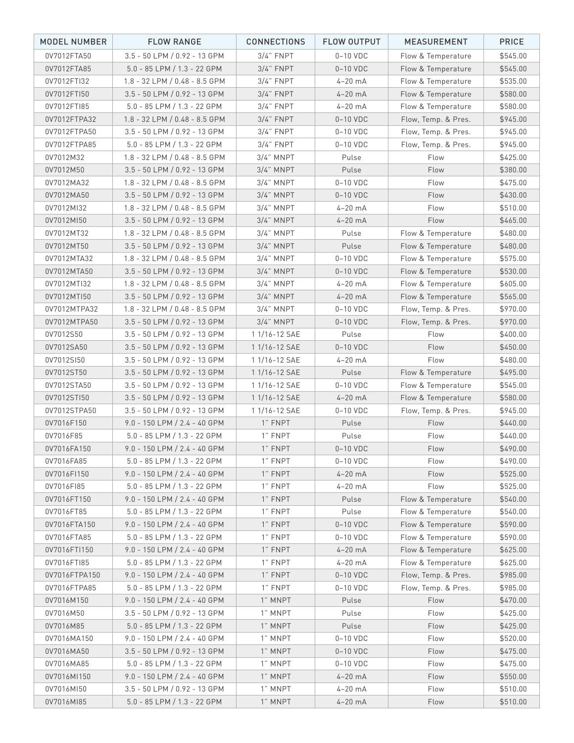| MODEL NUMBER | FLOW RANGE | CONNECTIONS | FLOW OUTPUT | MEASUREMENT | PRICE |
| --- | --- | --- | --- | --- | --- |
| 0V7012FTA50 | 3.5 - 50 LPM / 0.92 - 13 GPM | 3/4" FNPT | 0–10 VDC | Flow & Temperature | $545.00 |
| 0V7012FTA85 | 5.0 - 85 LPM / 1.3 - 22 GPM | 3/4" FNPT | 0–10 VDC | Flow & Temperature | $545.00 |
| 0V7012FTI32 | 1.8 - 32 LPM / 0.48 - 8.5 GPM | 3/4" FNPT | 4–20 mA | Flow & Temperature | $535.00 |
| 0V7012FTI50 | 3.5 - 50 LPM / 0.92 - 13 GPM | 3/4" FNPT | 4–20 mA | Flow & Temperature | $580.00 |
| 0V7012FTI85 | 5.0 - 85 LPM / 1.3 - 22 GPM | 3/4" FNPT | 4–20 mA | Flow & Temperature | $580.00 |
| 0V7012FTPA32 | 1.8 - 32 LPM / 0.48 - 8.5 GPM | 3/4" FNPT | 0–10 VDC | Flow, Temp. & Pres. | $945.00 |
| 0V7012FTPA50 | 3.5 - 50 LPM / 0.92 - 13 GPM | 3/4" FNPT | 0–10 VDC | Flow, Temp. & Pres. | $945.00 |
| 0V7012FTPA85 | 5.0 - 85 LPM / 1.3 - 22 GPM | 3/4" FNPT | 0–10 VDC | Flow, Temp. & Pres. | $945.00 |
| 0V7012M32 | 1.8 - 32 LPM / 0.48 - 8.5 GPM | 3/4" MNPT | Pulse | Flow | $425.00 |
| 0V7012M50 | 3.5 - 50 LPM / 0.92 - 13 GPM | 3/4" MNPT | Pulse | Flow | $380.00 |
| 0V7012MA32 | 1.8 - 32 LPM / 0.48 - 8.5 GPM | 3/4" MNPT | 0–10 VDC | Flow | $475.00 |
| 0V7012MA50 | 3.5 - 50 LPM / 0.92 - 13 GPM | 3/4" MNPT | 0–10 VDC | Flow | $430.00 |
| 0V7012MI32 | 1.8 - 32 LPM / 0.48 - 8.5 GPM | 3/4" MNPT | 4–20 mA | Flow | $510.00 |
| 0V7012MI50 | 3.5 - 50 LPM / 0.92 - 13 GPM | 3/4" MNPT | 4–20 mA | Flow | $465.00 |
| 0V7012MT32 | 1.8 - 32 LPM / 0.48 - 8.5 GPM | 3/4" MNPT | Pulse | Flow & Temperature | $480.00 |
| 0V7012MT50 | 3.5 - 50 LPM / 0.92 - 13 GPM | 3/4" MNPT | Pulse | Flow & Temperature | $480.00 |
| 0V7012MTA32 | 1.8 - 32 LPM / 0.48 - 8.5 GPM | 3/4" MNPT | 0–10 VDC | Flow & Temperature | $575.00 |
| 0V7012MTA50 | 3.5 - 50 LPM / 0.92 - 13 GPM | 3/4" MNPT | 0–10 VDC | Flow & Temperature | $530.00 |
| 0V7012MTI32 | 1.8 - 32 LPM / 0.48 - 8.5 GPM | 3/4" MNPT | 4–20 mA | Flow & Temperature | $605.00 |
| 0V7012MTI50 | 3.5 - 50 LPM / 0.92 - 13 GPM | 3/4" MNPT | 4–20 mA | Flow & Temperature | $565.00 |
| 0V7012MTPA32 | 1.8 - 32 LPM / 0.48 - 8.5 GPM | 3/4" MNPT | 0–10 VDC | Flow, Temp. & Pres. | $970.00 |
| 0V7012MTPA50 | 3.5 - 50 LPM / 0.92 - 13 GPM | 3/4" MNPT | 0–10 VDC | Flow, Temp. & Pres. | $970.00 |
| 0V7012S50 | 3.5 - 50 LPM / 0.92 - 13 GPM | 1 1/16-12 SAE | Pulse | Flow | $400.00 |
| 0V7012SA50 | 3.5 - 50 LPM / 0.92 - 13 GPM | 1 1/16-12 SAE | 0–10 VDC | Flow | $450.00 |
| 0V7012SI50 | 3.5 - 50 LPM / 0.92 - 13 GPM | 1 1/16-12 SAE | 4–20 mA | Flow | $480.00 |
| 0V7012ST50 | 3.5 - 50 LPM / 0.92 - 13 GPM | 1 1/16-12 SAE | Pulse | Flow & Temperature | $495.00 |
| 0V7012STA50 | 3.5 - 50 LPM / 0.92 - 13 GPM | 1 1/16-12 SAE | 0–10 VDC | Flow & Temperature | $545.00 |
| 0V7012STI50 | 3.5 - 50 LPM / 0.92 - 13 GPM | 1 1/16-12 SAE | 4–20 mA | Flow & Temperature | $580.00 |
| 0V7012STPA50 | 3.5 - 50 LPM / 0.92 - 13 GPM | 1 1/16-12 SAE | 0–10 VDC | Flow, Temp. & Pres. | $945.00 |
| 0V7016F150 | 9.0 - 150 LPM / 2.4 - 40 GPM | 1" FNPT | Pulse | Flow | $440.00 |
| 0V7016F85 | 5.0 - 85 LPM / 1.3 - 22 GPM | 1" FNPT | Pulse | Flow | $440.00 |
| 0V7016FA150 | 9.0 - 150 LPM / 2.4 - 40 GPM | 1" FNPT | 0–10 VDC | Flow | $490.00 |
| 0V7016FA85 | 5.0 - 85 LPM / 1.3 - 22 GPM | 1" FNPT | 0–10 VDC | Flow | $490.00 |
| 0V7016FI150 | 9.0 - 150 LPM / 2.4 - 40 GPM | 1" FNPT | 4–20 mA | Flow | $525.00 |
| 0V7016FI85 | 5.0 - 85 LPM / 1.3 - 22 GPM | 1" FNPT | 4–20 mA | Flow | $525.00 |
| 0V7016FT150 | 9.0 - 150 LPM / 2.4 - 40 GPM | 1" FNPT | Pulse | Flow & Temperature | $540.00 |
| 0V7016FT85 | 5.0 - 85 LPM / 1.3 - 22 GPM | 1" FNPT | Pulse | Flow & Temperature | $540.00 |
| 0V7016FTA150 | 9.0 - 150 LPM / 2.4 - 40 GPM | 1" FNPT | 0–10 VDC | Flow & Temperature | $590.00 |
| 0V7016FTA85 | 5.0 - 85 LPM / 1.3 - 22 GPM | 1" FNPT | 0–10 VDC | Flow & Temperature | $590.00 |
| 0V7016FTI150 | 9.0 - 150 LPM / 2.4 - 40 GPM | 1" FNPT | 4–20 mA | Flow & Temperature | $625.00 |
| 0V7016FTI85 | 5.0 - 85 LPM / 1.3 - 22 GPM | 1" FNPT | 4–20 mA | Flow & Temperature | $625.00 |
| 0V7016FTPA150 | 9.0 - 150 LPM / 2.4 - 40 GPM | 1" FNPT | 0–10 VDC | Flow, Temp. & Pres. | $985.00 |
| 0V7016FTPA85 | 5.0 - 85 LPM / 1.3 - 22 GPM | 1" FNPT | 0–10 VDC | Flow, Temp. & Pres. | $985.00 |
| 0V7016M150 | 9.0 - 150 LPM / 2.4 - 40 GPM | 1" MNPT | Pulse | Flow | $470.00 |
| 0V7016M50 | 3.5 - 50 LPM / 0.92 - 13 GPM | 1" MNPT | Pulse | Flow | $425.00 |
| 0V7016M85 | 5.0 - 85 LPM / 1.3 - 22 GPM | 1" MNPT | Pulse | Flow | $425.00 |
| 0V7016MA150 | 9.0 - 150 LPM / 2.4 - 40 GPM | 1" MNPT | 0–10 VDC | Flow | $520.00 |
| 0V7016MA50 | 3.5 - 50 LPM / 0.92 - 13 GPM | 1" MNPT | 0–10 VDC | Flow | $475.00 |
| 0V7016MA85 | 5.0 - 85 LPM / 1.3 - 22 GPM | 1" MNPT | 0–10 VDC | Flow | $475.00 |
| 0V7016MI150 | 9.0 - 150 LPM / 2.4 - 40 GPM | 1" MNPT | 4–20 mA | Flow | $550.00 |
| 0V7016MI50 | 3.5 - 50 LPM / 0.92 - 13 GPM | 1" MNPT | 4–20 mA | Flow | $510.00 |
| 0V7016MI85 | 5.0 - 85 LPM / 1.3 - 22 GPM | 1" MNPT | 4–20 mA | Flow | $510.00 |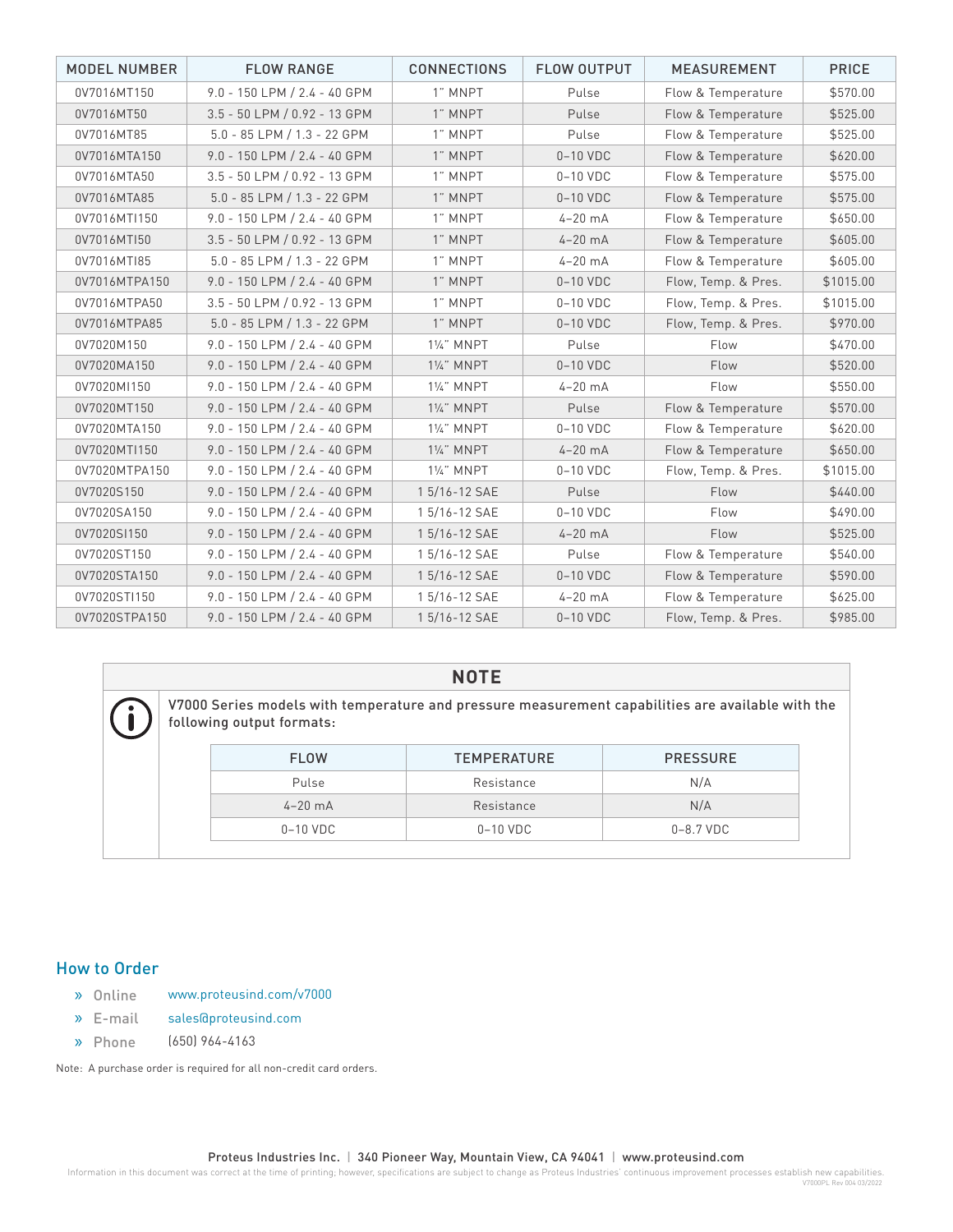| MODEL NUMBER | FLOW RANGE | CONNECTIONS | FLOW OUTPUT | MEASUREMENT | PRICE |
| --- | --- | --- | --- | --- | --- |
| 0V7016MT150 | 9.0 - 150 LPM / 2.4 - 40 GPM | 1" MNPT | Pulse | Flow & Temperature | $570.00 |
| 0V7016MT50 | 3.5 - 50 LPM / 0.92 - 13 GPM | 1" MNPT | Pulse | Flow & Temperature | $525.00 |
| 0V7016MT85 | 5.0 - 85 LPM / 1.3 - 22 GPM | 1" MNPT | Pulse | Flow & Temperature | $525.00 |
| 0V7016MTA150 | 9.0 - 150 LPM / 2.4 - 40 GPM | 1" MNPT | 0–10 VDC | Flow & Temperature | $620.00 |
| 0V7016MTA50 | 3.5 - 50 LPM / 0.92 - 13 GPM | 1" MNPT | 0–10 VDC | Flow & Temperature | $575.00 |
| 0V7016MTA85 | 5.0 - 85 LPM / 1.3 - 22 GPM | 1" MNPT | 0–10 VDC | Flow & Temperature | $575.00 |
| 0V7016MTI150 | 9.0 - 150 LPM / 2.4 - 40 GPM | 1" MNPT | 4–20 mA | Flow & Temperature | $650.00 |
| 0V7016MTI50 | 3.5 - 50 LPM / 0.92 - 13 GPM | 1" MNPT | 4–20 mA | Flow & Temperature | $605.00 |
| 0V7016MTI85 | 5.0 - 85 LPM / 1.3 - 22 GPM | 1" MNPT | 4–20 mA | Flow & Temperature | $605.00 |
| 0V7016MTPA150 | 9.0 - 150 LPM / 2.4 - 40 GPM | 1" MNPT | 0–10 VDC | Flow, Temp. & Pres. | $1015.00 |
| 0V7016MTPA50 | 3.5 - 50 LPM / 0.92 - 13 GPM | 1" MNPT | 0–10 VDC | Flow, Temp. & Pres. | $1015.00 |
| 0V7016MTPA85 | 5.0 - 85 LPM / 1.3 - 22 GPM | 1" MNPT | 0–10 VDC | Flow, Temp. & Pres. | $970.00 |
| 0V7020M150 | 9.0 - 150 LPM / 2.4 - 40 GPM | 1¼" MNPT | Pulse | Flow | $470.00 |
| 0V7020MA150 | 9.0 - 150 LPM / 2.4 - 40 GPM | 1¼" MNPT | 0–10 VDC | Flow | $520.00 |
| 0V7020MI150 | 9.0 - 150 LPM / 2.4 - 40 GPM | 1¼" MNPT | 4–20 mA | Flow | $550.00 |
| 0V7020MT150 | 9.0 - 150 LPM / 2.4 - 40 GPM | 1¼" MNPT | Pulse | Flow & Temperature | $570.00 |
| 0V7020MTA150 | 9.0 - 150 LPM / 2.4 - 40 GPM | 1¼" MNPT | 0–10 VDC | Flow & Temperature | $620.00 |
| 0V7020MTI150 | 9.0 - 150 LPM / 2.4 - 40 GPM | 1¼" MNPT | 4–20 mA | Flow & Temperature | $650.00 |
| 0V7020MTPA150 | 9.0 - 150 LPM / 2.4 - 40 GPM | 1¼" MNPT | 0–10 VDC | Flow, Temp. & Pres. | $1015.00 |
| 0V7020S150 | 9.0 - 150 LPM / 2.4 - 40 GPM | 1 5/16-12 SAE | Pulse | Flow | $440.00 |
| 0V7020SA150 | 9.0 - 150 LPM / 2.4 - 40 GPM | 1 5/16-12 SAE | 0–10 VDC | Flow | $490.00 |
| 0V7020SI150 | 9.0 - 150 LPM / 2.4 - 40 GPM | 1 5/16-12 SAE | 4–20 mA | Flow | $525.00 |
| 0V7020ST150 | 9.0 - 150 LPM / 2.4 - 40 GPM | 1 5/16-12 SAE | Pulse | Flow & Temperature | $540.00 |
| 0V7020STA150 | 9.0 - 150 LPM / 2.4 - 40 GPM | 1 5/16-12 SAE | 0–10 VDC | Flow & Temperature | $590.00 |
| 0V7020STI150 | 9.0 - 150 LPM / 2.4 - 40 GPM | 1 5/16-12 SAE | 4–20 mA | Flow & Temperature | $625.00 |
| 0V7020STPA150 | 9.0 - 150 LPM / 2.4 - 40 GPM | 1 5/16-12 SAE | 0–10 VDC | Flow, Temp. & Pres. | $985.00 |

**NOTE**

V7000 Series models with temperature and pressure measurement capabilities are available with the following output formats:

| FLOW | TEMPERATURE | PRESSURE |
| --- | --- | --- |
| Pulse | Resistance | N/A |
| 4–20 mA | Resistance | N/A |
| 0–10 VDC | 0–10 VDC | 0–8.7 VDC |

## How to Order

- » Online www.proteusind.com/v7000
- » E-mail sales@proteusind.com
- » Phone (650) 964-4163

Note: A purchase order is required for all non-credit card orders.

Proteus Industries Inc. | 340 Pioneer Way, Mountain View, CA 94041 | www.proteusind.com

Information in this document was correct at the time of printing; however, specifications are subject to change as Proteus Industries' continuous improvement processes establish new capabilities.

V7000PL Rev 004 03/2022